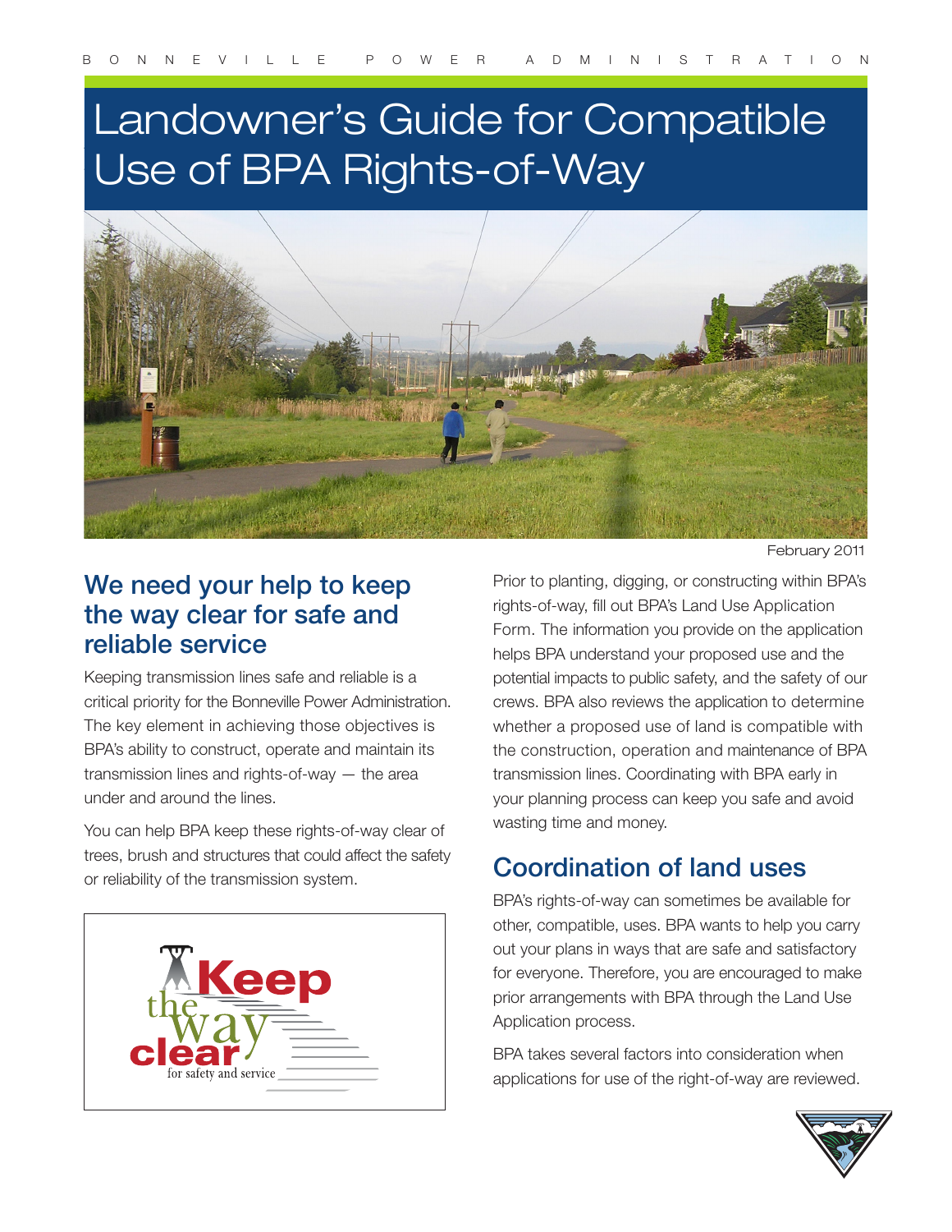# Landowner's Guide for Compatible Use of BPA Rights-of-Way

February 2011

## We need your help to keep the way clear for safe and reliable service

Keeping transmission lines safe and reliable is a critical priority for the Bonneville Power Administration. The key element in achieving those objectives is BPA's ability to construct, operate and maintain its transmission lines and rights-of-way — the area under and around the lines.

You can help BPA keep these rights-of-way clear of trees, brush and structures that could affect the safety or reliability of the transmission system.

Keep the way clear for safety and service

Prior to planting, digging, or constructing within BPA's rights-of-way, fill out BPA's Land Use Application Form. The information you provide on the application helps BPA understand your proposed use and the potential impacts to public safety, and the safety of our crews. BPA also reviews the application to determine whether a proposed use of land is compatible with the construction, operation and maintenance of BPA transmission lines. Coordinating with BPA early in your planning process can keep you safe and avoid wasting time and money.

## Coordination of land uses

BPA's rights-of-way can sometimes be available for other, compatible, uses. BPA wants to help you carry out your plans in ways that are safe and satisfactory for everyone. Therefore, you are encouraged to make prior arrangements with BPA through the Land Use Application process.

BPA takes several factors into consideration when applications for use of the right-of-way are reviewed.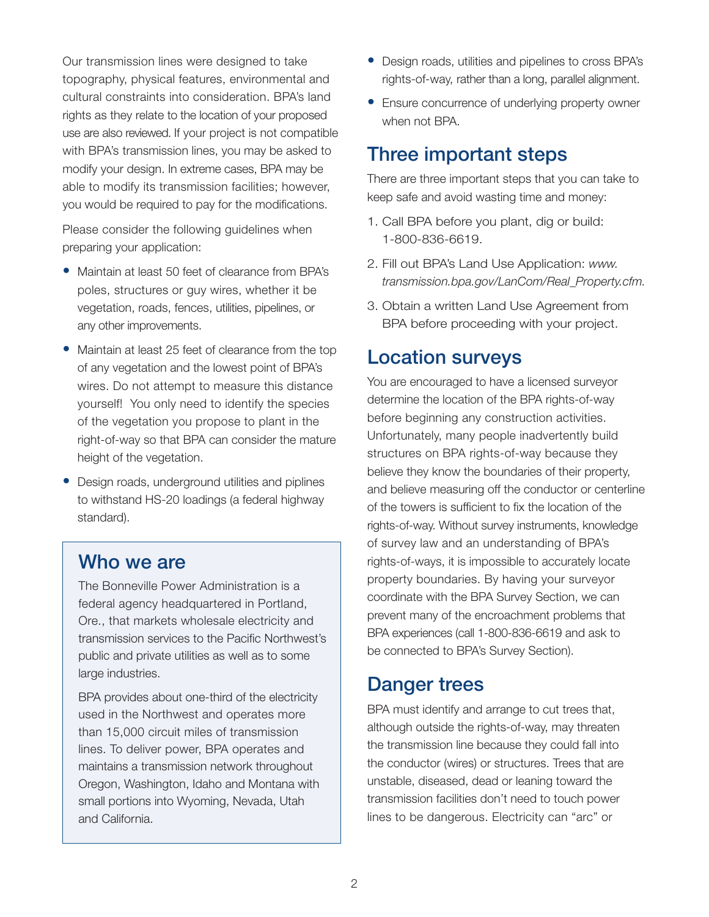Our transmission lines were designed to take topography, physical features, environmental and cultural constraints into consideration. BPA's land rights as they relate to the location of your proposed use are also reviewed. If your project is not compatible with BPA's transmission lines, you may be asked to modify your design. In extreme cases, BPA may be able to modify its transmission facilities; however, you would be required to pay for the modifications.

Please consider the following guidelines when preparing your application:

- Maintain at least 50 feet of clearance from BPA's poles, structures or guy wires, whether it be vegetation, roads, fences, utilities, pipelines, or any other improvements.
- Maintain at least 25 feet of clearance from the top of any vegetation and the lowest point of BPA's wires. Do not attempt to measure this distance yourself! You only need to identify the species of the vegetation you propose to plant in the right-of-way so that BPA can consider the mature height of the vegetation.
- Design roads, underground utilities and piplines to withstand HS-20 loadings (a federal highway standard).
- Design roads, utilities and pipelines to cross BPA's rights-of-way, rather than a long, parallel alignment.
- Ensure concurrence of underlying property owner when not BPA.

## Who we are

The Bonneville Power Administration is a federal agency headquartered in Portland, Ore., that markets wholesale electricity and transmission services to the Pacific Northwest's public and private utilities as well as to some large industries.

BPA provides about one-third of the electricity used in the Northwest and operates more than 15,000 circuit miles of transmission lines. To deliver power, BPA operates and maintains a transmission network throughout Oregon, Washington, Idaho and Montana with small portions into Wyoming, Nevada, Utah and California.

## Three important steps

There are three important steps that you can take to keep safe and avoid wasting time and money:

1. Call BPA before you plant, dig or build: 1-800-836-6619.
2. Fill out BPA's Land Use Application: *www.transmission.bpa.gov/LanCom/Real_Property.cfm.*
3. Obtain a written Land Use Agreement from BPA before proceeding with your project.

## Location surveys

You are encouraged to have a licensed surveyor determine the location of the BPA rights-of-way before beginning any construction activities. Unfortunately, many people inadvertently build structures on BPA rights-of-way because they believe they know the boundaries of their property, and believe measuring off the conductor or centerline of the towers is sufficient to fix the location of the rights-of-way. Without survey instruments, knowledge of survey law and an understanding of BPA's rights-of-ways, it is impossible to accurately locate property boundaries. By having your surveyor coordinate with the BPA Survey Section, we can prevent many of the encroachment problems that BPA experiences (call 1-800-836-6619 and ask to be connected to BPA's Survey Section).

## Danger trees

BPA must identify and arrange to cut trees that, although outside the rights-of-way, may threaten the transmission line because they could fall into the conductor (wires) or structures. Trees that are unstable, diseased, dead or leaning toward the transmission facilities don't need to touch power lines to be dangerous. Electricity can "arc" or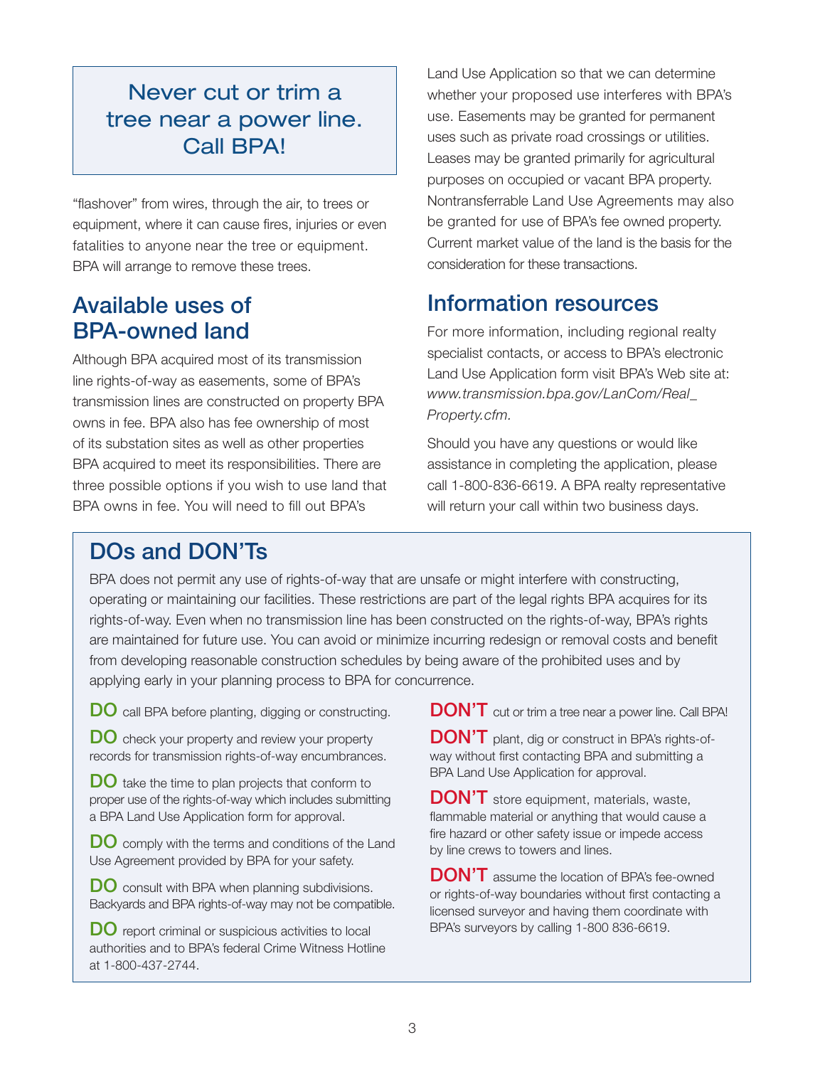**Never cut or trim a tree near a power line. Call BPA!**

"flashover" from wires, through the air, to trees or equipment, where it can cause fires, injuries or even fatalities to anyone near the tree or equipment. BPA will arrange to remove these trees.

## Available uses of BPA-owned land

Although BPA acquired most of its transmission line rights-of-way as easements, some of BPA's transmission lines are constructed on property BPA owns in fee. BPA also has fee ownership of most of its substation sites as well as other properties BPA acquired to meet its responsibilities. There are three possible options if you wish to use land that BPA owns in fee. You will need to fill out BPA's Land Use Application so that we can determine whether your proposed use interferes with BPA's use. Easements may be granted for permanent uses such as private road crossings or utilities. Leases may be granted primarily for agricultural purposes on occupied or vacant BPA property. Nontransferrable Land Use Agreements may also be granted for use of BPA's fee owned property. Current market value of the land is the basis for the consideration for these transactions.

## Information resources

For more information, including regional realty specialist contacts, or access to BPA's electronic Land Use Application form visit BPA's Web site at: *www.transmission.bpa.gov/LanCom/Real_Property.cfm.*

Should you have any questions or would like assistance in completing the application, please call 1-800-836-6619. A BPA realty representative will return your call within two business days.

## DOs and DON'Ts

BPA does not permit any use of rights-of-way that are unsafe or might interfere with constructing, operating or maintaining our facilities. These restrictions are part of the legal rights BPA acquires for its rights-of-way. Even when no transmission line has been constructed on the rights-of-way, BPA's rights are maintained for future use. You can avoid or minimize incurring redesign or removal costs and benefit from developing reasonable construction schedules by being aware of the prohibited uses and by applying early in your planning process to BPA for concurrence.

**DO** call BPA before planting, digging or constructing.

**DO** check your property and review your property records for transmission rights-of-way encumbrances.

**DO** take the time to plan projects that conform to proper use of the rights-of-way which includes submitting a BPA Land Use Application form for approval.

**DO** comply with the terms and conditions of the Land Use Agreement provided by BPA for your safety.

**DO** consult with BPA when planning subdivisions. Backyards and BPA rights-of-way may not be compatible.

**DO** report criminal or suspicious activities to local authorities and to BPA's federal Crime Witness Hotline at 1-800-437-2744.

**DON'T** cut or trim a tree near a power line. Call BPA!

**DON'T** plant, dig or construct in BPA's rights-of-way without first contacting BPA and submitting a BPA Land Use Application for approval.

**DON'T** store equipment, materials, waste, flammable material or anything that would cause a fire hazard or other safety issue or impede access by line crews to towers and lines.

**DON'T** assume the location of BPA's fee-owned or rights-of-way boundaries without first contacting a licensed surveyor and having them coordinate with BPA's surveyors by calling 1-800 836-6619.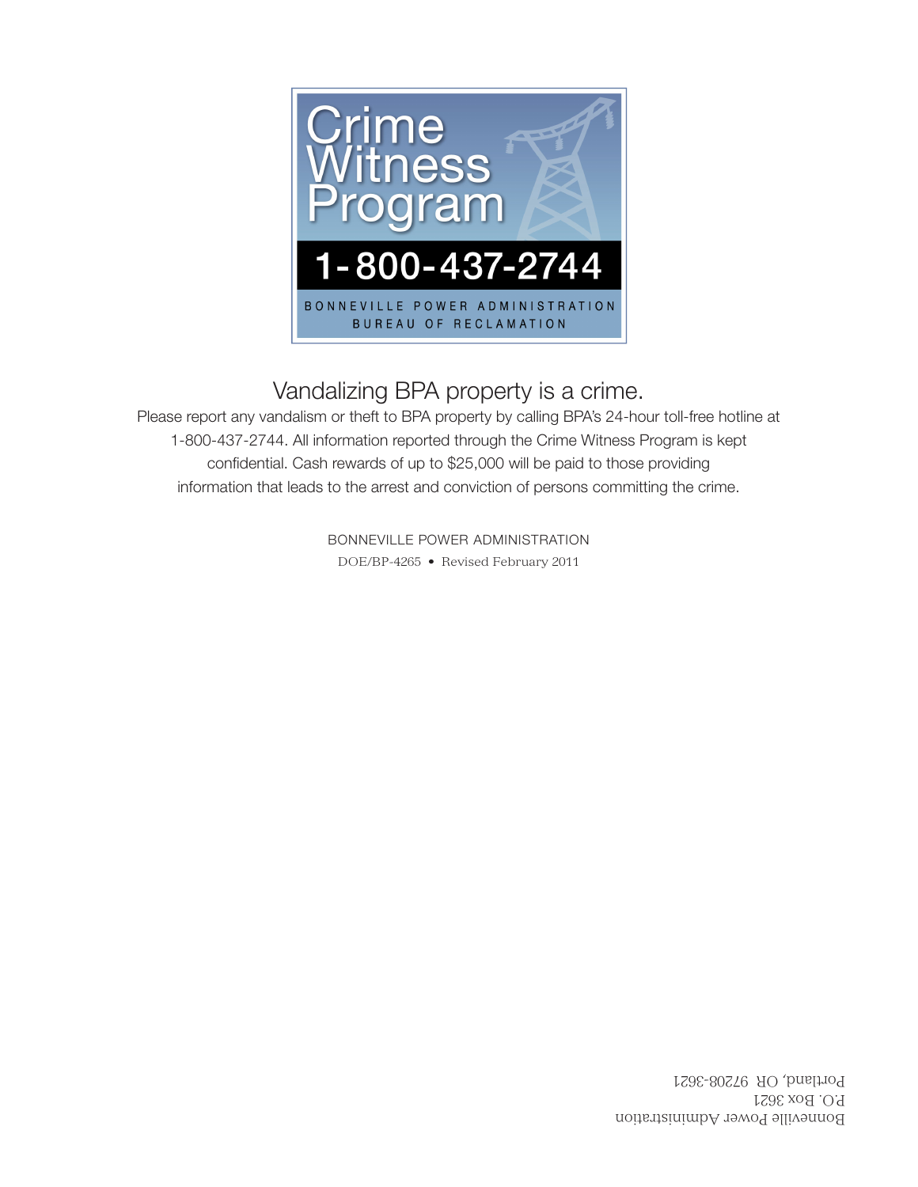Crime Witness Program

1-800-437-2744

BONNEVILLE POWER ADMINISTRATION
BUREAU OF RECLAMATION

## Vandalizing BPA property is a crime.

Please report any vandalism or theft to BPA property by calling BPA's 24-hour toll-free hotline at 1-800-437-2744. All information reported through the Crime Witness Program is kept confidential. Cash rewards of up to $25,000 will be paid to those providing information that leads to the arrest and conviction of persons committing the crime.

BONNEVILLE POWER ADMINISTRATION
DOE/BP-4265 • Revised February 2011

Bonneville Power Administration
P.O. Box 3621
Portland, OR 97208-3621